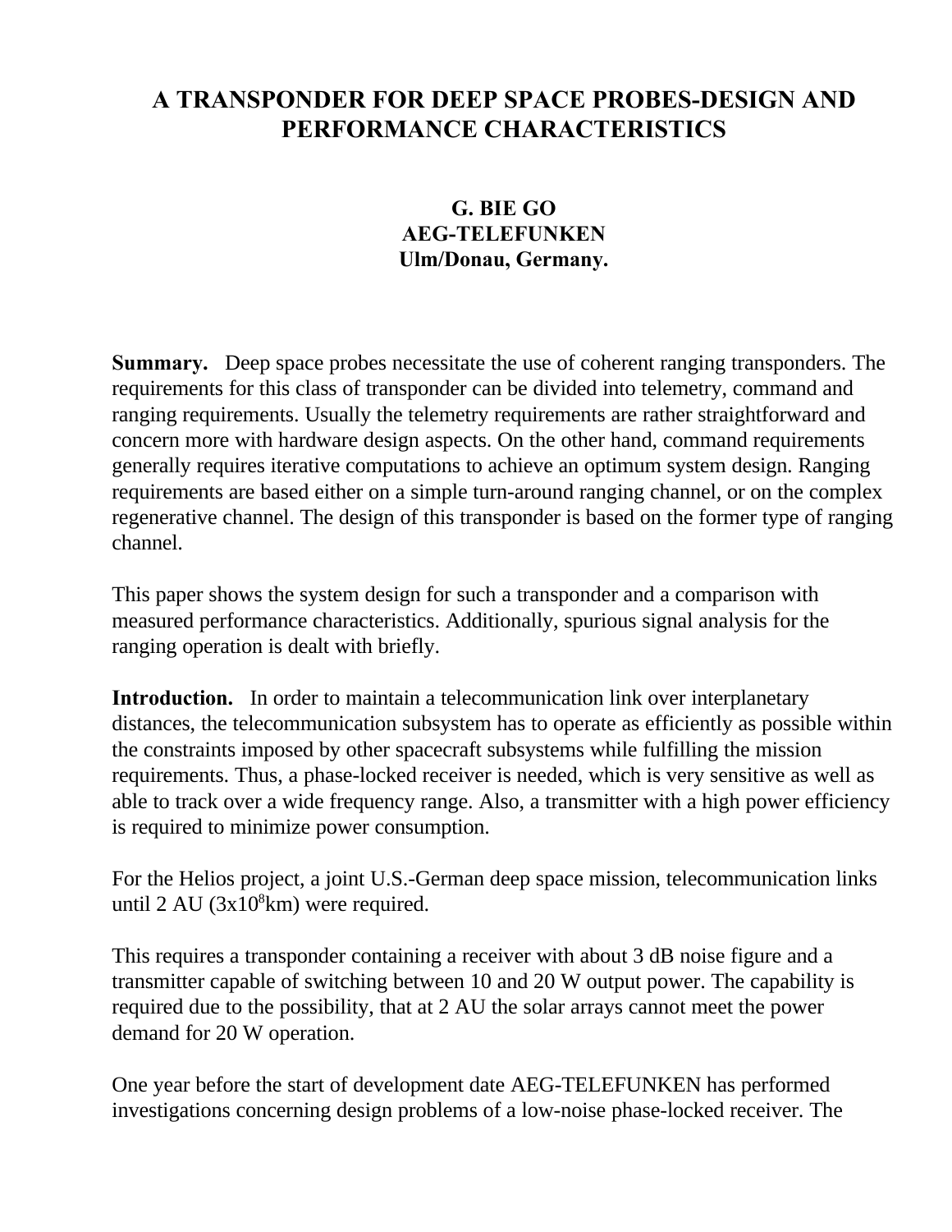# A TRANSPONDER FOR DEEP SPACE PROBES-DESIGN AND PERFORMANCE CHARACTERISTICS

**G. BIE GO**
**AEG-TELEFUNKEN**
**Ulm/Donau, Germany.**

**Summary.** Deep space probes necessitate the use of coherent ranging transponders. The requirements for this class of transponder can be divided into telemetry, command and ranging requirements. Usually the telemetry requirements are rather straightforward and concern more with hardware design aspects. On the other hand, command requirements generally requires iterative computations to achieve an optimum system design. Ranging requirements are based either on a simple turn-around ranging channel, or on the complex regenerative channel. The design of this transponder is based on the former type of ranging channel.

This paper shows the system design for such a transponder and a comparison with measured performance characteristics. Additionally, spurious signal analysis for the ranging operation is dealt with briefly.

**Introduction.** In order to maintain a telecommunication link over interplanetary distances, the telecommunication subsystem has to operate as efficiently as possible within the constraints imposed by other spacecraft subsystems while fulfilling the mission requirements. Thus, a phase-locked receiver is needed, which is very sensitive as well as able to track over a wide frequency range. Also, a transmitter with a high power efficiency is required to minimize power consumption.

For the Helios project, a joint U.S.-German deep space mission, telecommunication links until 2 AU ($3x10^8$km) were required.

This requires a transponder containing a receiver with about 3 dB noise figure and a transmitter capable of switching between 10 and 20 W output power. The capability is required due to the possibility, that at 2 AU the solar arrays cannot meet the power demand for 20 W operation.

One year before the start of development date AEG-TELEFUNKEN has performed investigations concerning design problems of a low-noise phase-locked receiver. The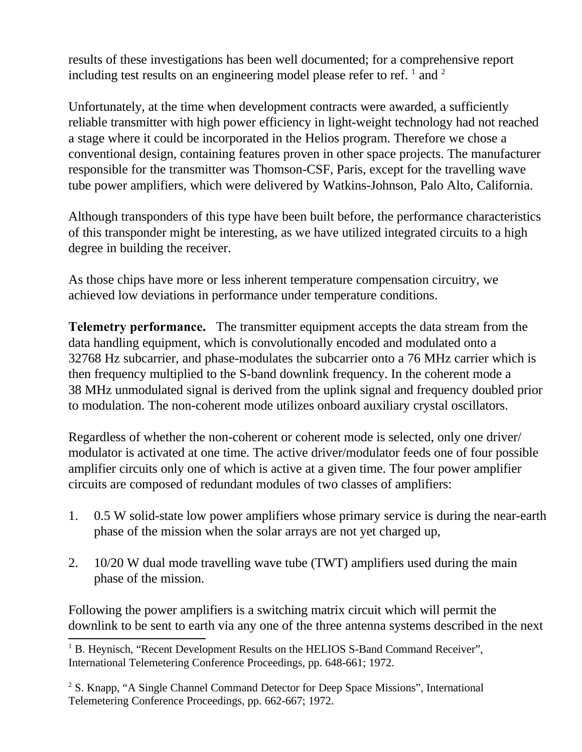results of these investigations has been well documented; for a comprehensive report including test results on an engineering model please refer to ref. [1] and [2]

Unfortunately, at the time when development contracts were awarded, a sufficiently reliable transmitter with high power efficiency in light-weight technology had not reached a stage where it could be incorporated in the Helios program. Therefore we chose a conventional design, containing features proven in other space projects. The manufacturer responsible for the transmitter was Thomson-CSF, Paris, except for the travelling wave tube power amplifiers, which were delivered by Watkins-Johnson, Palo Alto, California.

Although transponders of this type have been built before, the performance characteristics of this transponder might be interesting, as we have utilized integrated circuits to a high degree in building the receiver.

As those chips have more or less inherent temperature compensation circuitry, we achieved low deviations in performance under temperature conditions.

**Telemetry performance.** The transmitter equipment accepts the data stream from the data handling equipment, which is convolutionally encoded and modulated onto a 32768 Hz subcarrier, and phase-modulates the subcarrier onto a 76 MHz carrier which is then frequency multiplied to the S-band downlink frequency. In the coherent mode a 38 MHz unmodulated signal is derived from the uplink signal and frequency doubled prior to modulation. The non-coherent mode utilizes onboard auxiliary crystal oscillators.

Regardless of whether the non-coherent or coherent mode is selected, only one driver/modulator is activated at one time. The active driver/modulator feeds one of four possible amplifier circuits only one of which is active at a given time. The four power amplifier circuits are composed of redundant modules of two classes of amplifiers:

1. 0.5 W solid-state low power amplifiers whose primary service is during the near-earth phase of the mission when the solar arrays are not yet charged up,

2. 10/20 W dual mode travelling wave tube (TWT) amplifiers used during the main phase of the mission.

Following the power amplifiers is a switching matrix circuit which will permit the downlink to be sent to earth via any one of the three antenna systems described in the next

[1] B. Heynisch, "Recent Development Results on the HELIOS S-Band Command Receiver", International Telemetering Conference Proceedings, pp. 648-661; 1972.

[2] S. Knapp, "A Single Channel Command Detector for Deep Space Missions", International Telemetering Conference Proceedings, pp. 662-667; 1972.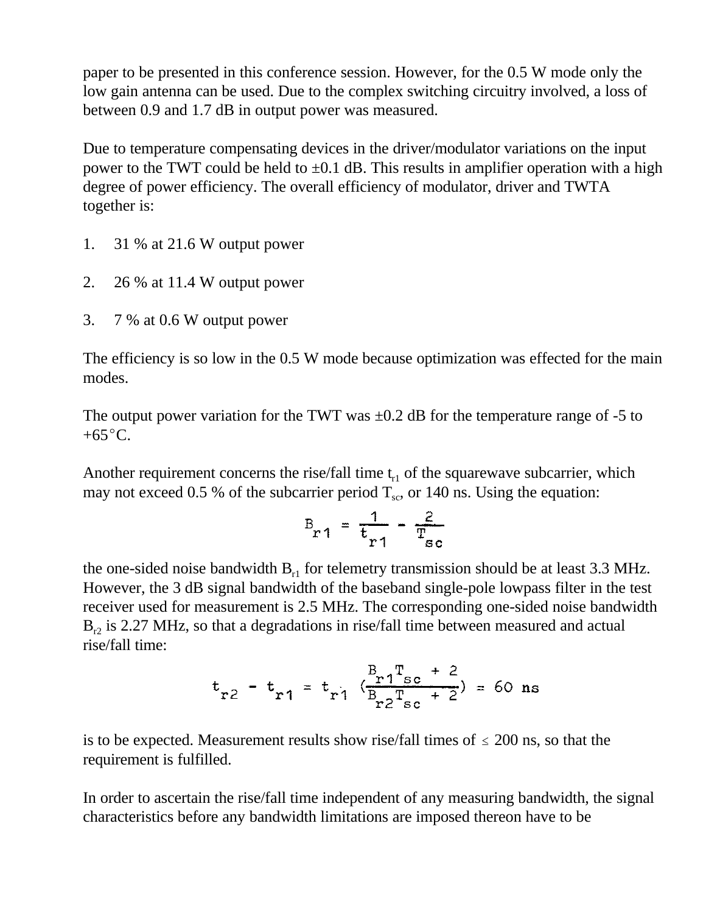paper to be presented in this conference session. However, for the 0.5 W mode only the low gain antenna can be used. Due to the complex switching circuitry involved, a loss of between 0.9 and 1.7 dB in output power was measured.

Due to temperature compensating devices in the driver/modulator variations on the input power to the TWT could be held to ±0.1 dB. This results in amplifier operation with a high degree of power efficiency. The overall efficiency of modulator, driver and TWTA together is:

1. 31 % at 21.6 W output power
2. 26 % at 11.4 W output power
3. 7 % at 0.6 W output power

The efficiency is so low in the 0.5 W mode because optimization was effected for the main modes.

The output power variation for the TWT was ±0.2 dB for the temperature range of -5 to +65°C.

Another requirement concerns the rise/fall time $t_{r1}$ of the squarewave subcarrier, which may not exceed 0.5 % of the subcarrier period $T_{sc}$, or 140 ns. Using the equation:

$$B_{r1} = \frac{1}{t_{r1}} - \frac{2}{T_{sc}}$$

the one-sided noise bandwidth $B_{r1}$ for telemetry transmission should be at least 3.3 MHz. However, the 3 dB signal bandwidth of the baseband single-pole lowpass filter in the test receiver used for measurement is 2.5 MHz. The corresponding one-sided noise bandwidth $B_{r2}$ is 2.27 MHz, so that a degradations in rise/fall time between measured and actual rise/fall time:

$$t_{r2} - t_{r1} = t_{r1} \left(\frac{B_{r1}T_{sc} + 2}{B_{r2}T_{sc} + 2}\right) = 60 \text{ ns}$$

is to be expected. Measurement results show rise/fall times of $\leq$ 200 ns, so that the requirement is fulfilled.

In order to ascertain the rise/fall time independent of any measuring bandwidth, the signal characteristics before any bandwidth limitations are imposed thereon have to be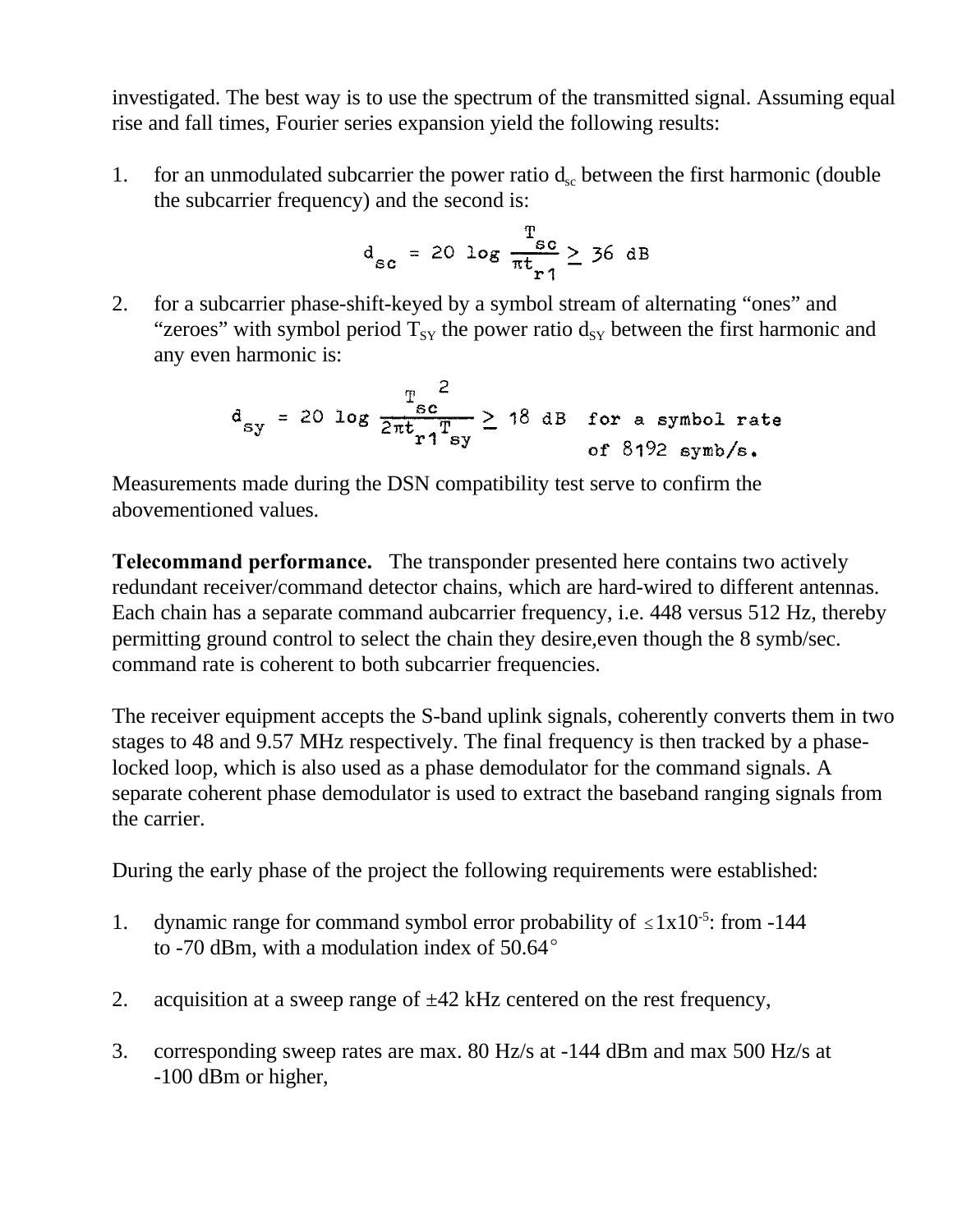investigated. The best way is to use the spectrum of the transmitted signal. Assuming equal rise and fall times, Fourier series expansion yield the following results:

1. for an unmodulated subcarrier the power ratio $d_{sc}$ between the first harmonic (double the subcarrier frequency) and the second is:

$$d_{sc} = 20 \log \frac{T_{sc}}{\pi t_{r1}} \geq 36 \text{ dB}$$

2. for a subcarrier phase-shift-keyed by a symbol stream of alternating “ones” and “zeroes” with symbol period $T_{SY}$ the power ratio $d_{SY}$ between the first harmonic and any even harmonic is:

$$d_{sy} = 20 \log \frac{T_{sc}^{2}}{2\pi t_{r1} T_{sy}} \geq 18 \text{ dB} \quad \text{for a symbol rate of 8192 symb/s.}$$

Measurements made during the DSN compatibility test serve to confirm the abovementioned values.

**Telecommand performance.** The transponder presented here contains two actively redundant receiver/command detector chains, which are hard-wired to different antennas. Each chain has a separate command aubcarrier frequency, i.e. 448 versus 512 Hz, thereby permitting ground control to select the chain they desire,even though the 8 symb/sec. command rate is coherent to both subcarrier frequencies.

The receiver equipment accepts the S-band uplink signals, coherently converts them in two stages to 48 and 9.57 MHz respectively. The final frequency is then tracked by a phase-locked loop, which is also used as a phase demodulator for the command signals. A separate coherent phase demodulator is used to extract the baseband ranging signals from the carrier.

During the early phase of the project the following requirements were established:

1. dynamic range for command symbol error probability of $\leq 1\text{x}10^{-5}$: from -144 to -70 dBm, with a modulation index of 50.64°

2. acquisition at a sweep range of ±42 kHz centered on the rest frequency,

3. corresponding sweep rates are max. 80 Hz/s at -144 dBm and max 500 Hz/s at -100 dBm or higher,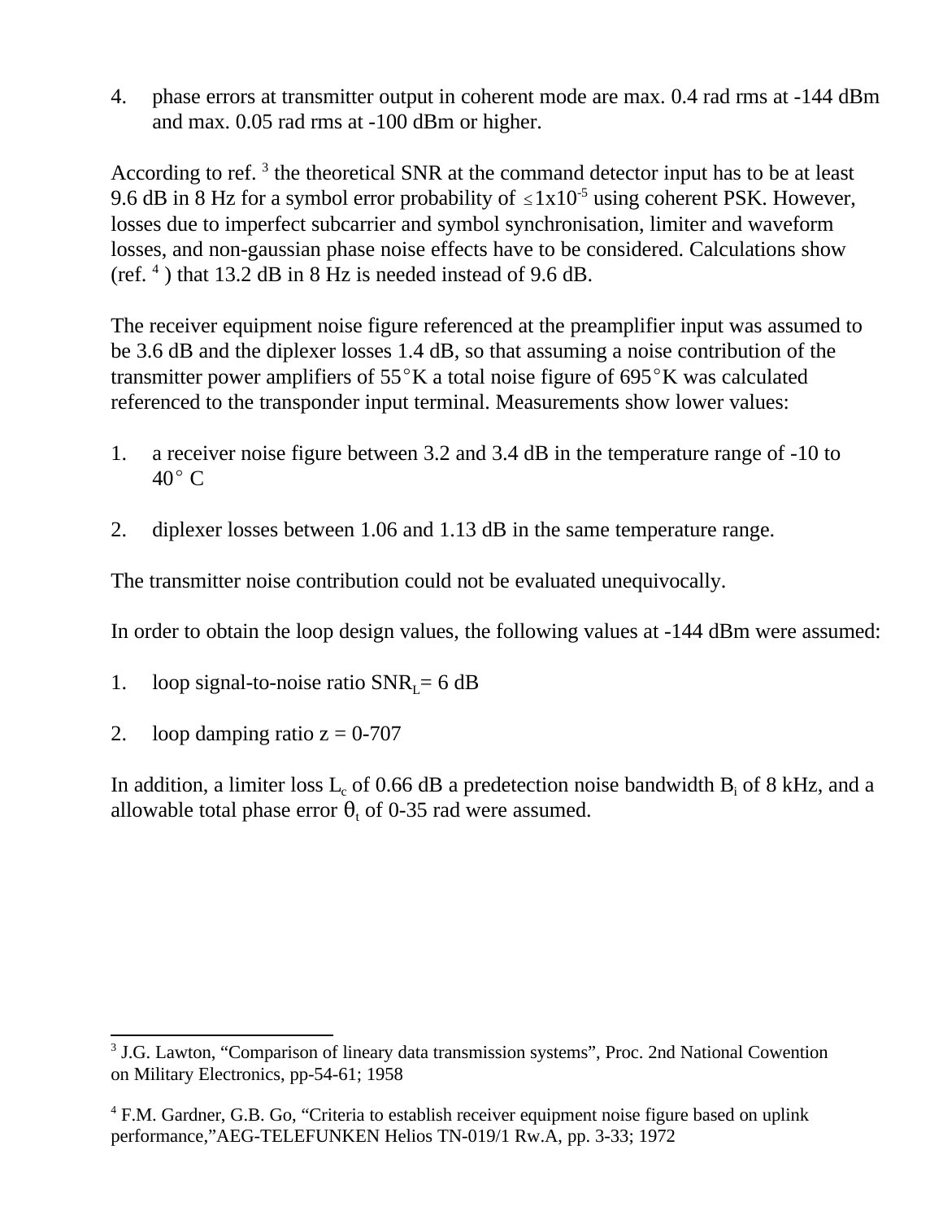4. phase errors at transmitter output in coherent mode are max. 0.4 rad rms at -144 dBm and max. 0.05 rad rms at -100 dBm or higher.

According to ref. [3] the theoretical SNR at the command detector input has to be at least 9.6 dB in 8 Hz for a symbol error probability of $\leq 1x10^{-5}$ using coherent PSK. However, losses due to imperfect subcarrier and symbol synchronisation, limiter and waveform losses, and non-gaussian phase noise effects have to be considered. Calculations show (ref. [4] ) that 13.2 dB in 8 Hz is needed instead of 9.6 dB.

The receiver equipment noise figure referenced at the preamplifier input was assumed to be 3.6 dB and the diplexer losses 1.4 dB, so that assuming a noise contribution of the transmitter power amplifiers of 55°K a total noise figure of 695°K was calculated referenced to the transponder input terminal. Measurements show lower values:

1. a receiver noise figure between 3.2 and 3.4 dB in the temperature range of -10 to 40° C

2. diplexer losses between 1.06 and 1.13 dB in the same temperature range.

The transmitter noise contribution could not be evaluated unequivocally.

In order to obtain the loop design values, the following values at -144 dBm were assumed:

1. loop signal-to-noise ratio $SNR_L$= 6 dB

2. loop damping ratio z = 0-707

In addition, a limiter loss $L_c$ of 0.66 dB a predetection noise bandwidth $B_i$ of 8 kHz, and a allowable total phase error $\theta_t$ of 0-35 rad were assumed.

---

[3] J.G. Lawton, "Comparison of lineary data transmission systems", Proc. 2nd National Cowention on Military Electronics, pp-54-61; 1958

[4] F.M. Gardner, G.B. Go, "Criteria to establish receiver equipment noise figure based on uplink performance,"AEG-TELEFUNKEN Helios TN-019/1 Rw.A, pp. 3-33; 1972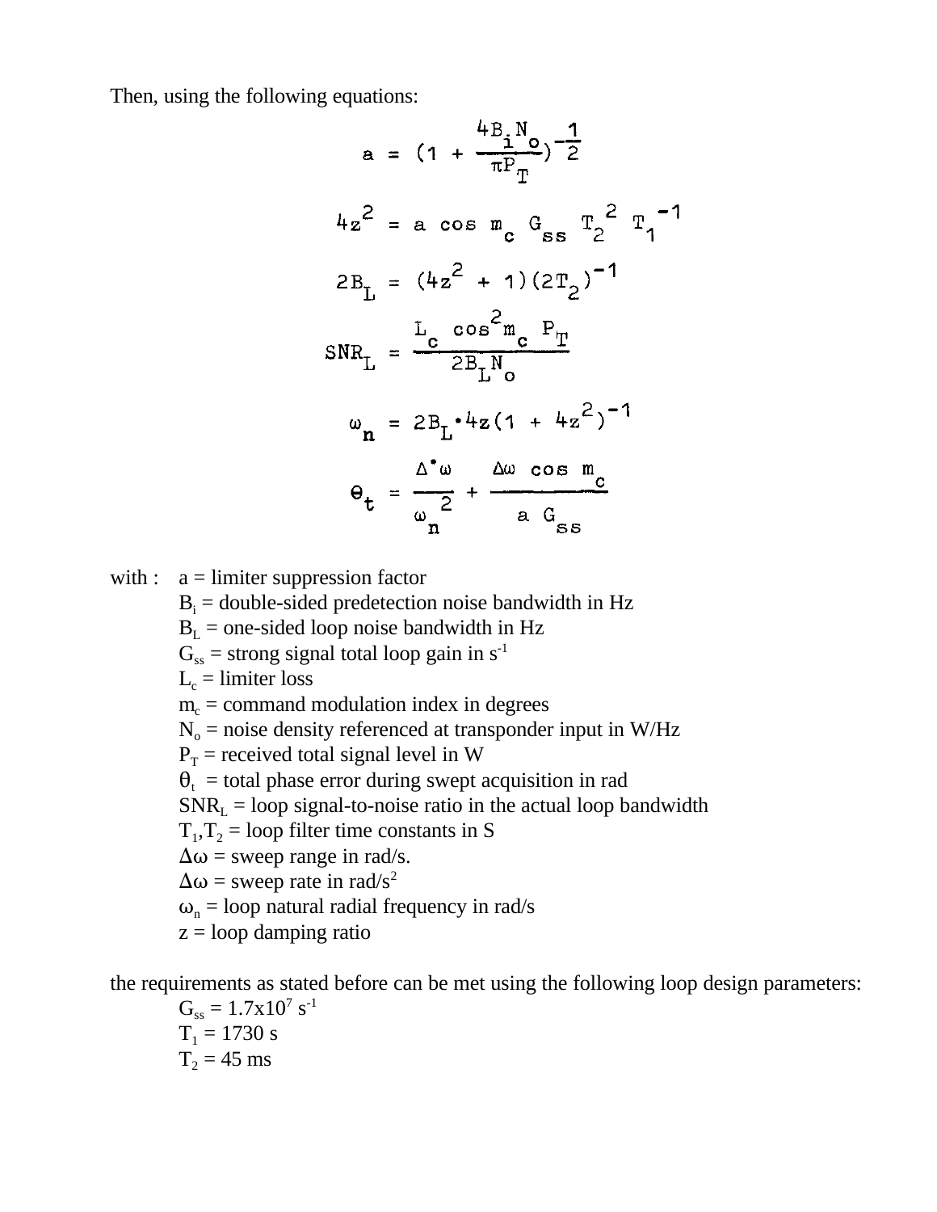Then, using the following equations:

$$a = \left(1 + \frac{4B_iN_o}{\pi P_T}\right)^{-\frac{1}{2}}$$

$$4z^2 = a \cos m_c \; G_{ss} \; T_2^{\;2} \; T_1^{\;-1}$$

$$2B_L = (4z^2 + 1)(2T_2)^{-1}$$

$$SNR_L = \frac{L_c \cos^2 m_c \; P_T}{2B_L N_o}$$

$$\omega_n = 2B_L \cdot 4z(1 + 4z^2)^{-1}$$

$$\Theta_t = \frac{\Delta^{\bullet}\omega}{\omega_n^{\;2}} + \frac{\Delta\omega \cos m_c}{a \; G_{ss}}$$

with :
- $a$ = limiter suppression factor
- $B_i$ = double-sided predetection noise bandwidth in Hz
- $B_L$ = one-sided loop noise bandwidth in Hz
- $G_{ss}$ = strong signal total loop gain in $s^{-1}$
- $L_c$ = limiter loss
- $m_c$ = command modulation index in degrees
- $N_o$ = noise density referenced at transponder input in W/Hz
- $P_T$ = received total signal level in W
- $\theta_t$ = total phase error during swept acquisition in rad
- $SNR_L$ = loop signal-to-noise ratio in the actual loop bandwidth
- $T_1$,$T_2$ = loop filter time constants in S
- $\Delta\omega$ = sweep range in rad/s.
- $\Delta\omega$ = sweep rate in rad/$s^2$
- $\omega_n$ = loop natural radial frequency in rad/s
- $z$ = loop damping ratio

the requirements as stated before can be met using the following loop design parameters:
- $G_{ss} = 1.7 \times 10^7 \; s^{-1}$
- $T_1 = 1730$ s
- $T_2 = 45$ ms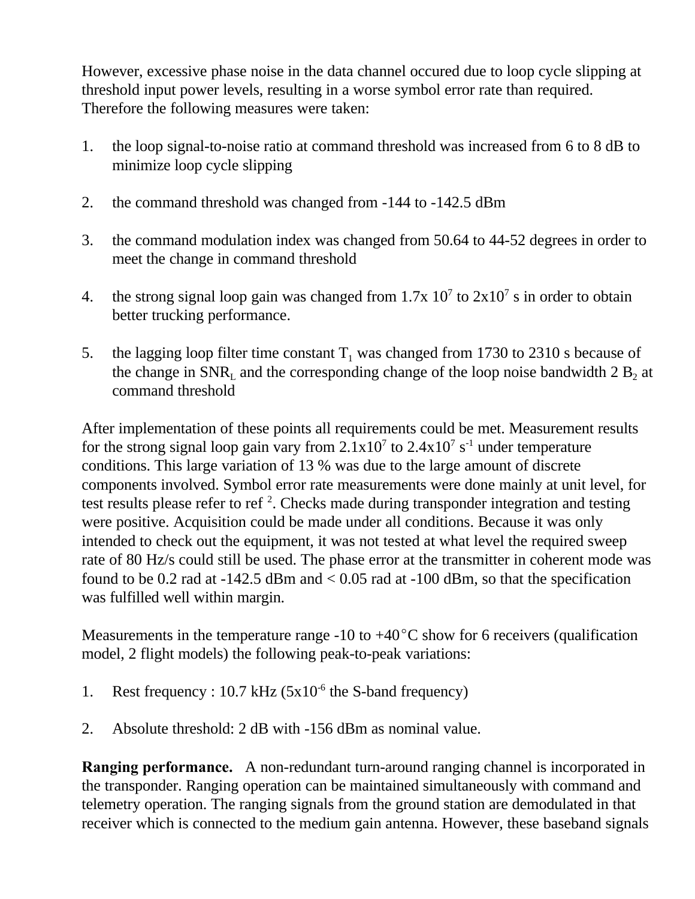However, excessive phase noise in the data channel occured due to loop cycle slipping at threshold input power levels, resulting in a worse symbol error rate than required. Therefore the following measures were taken:

1. the loop signal-to-noise ratio at command threshold was increased from 6 to 8 dB to minimize loop cycle slipping

2. the command threshold was changed from -144 to -142.5 dBm

3. the command modulation index was changed from 50.64 to 44-52 degrees in order to meet the change in command threshold

4. the strong signal loop gain was changed from 1.7x $10^7$ to 2x$10^7$ s in order to obtain better trucking performance.

5. the lagging loop filter time constant $T_1$ was changed from 1730 to 2310 s because of the change in $SNR_L$ and the corresponding change of the loop noise bandwidth 2 $B_2$ at command threshold

After implementation of these points all requirements could be met. Measurement results for the strong signal loop gain vary from 2.1x$10^7$ to 2.4x$10^7$ $s^{-1}$ under temperature conditions. This large variation of 13 % was due to the large amount of discrete components involved. Symbol error rate measurements were done mainly at unit level, for test results please refer to ref [2]. Checks made during transponder integration and testing were positive. Acquisition could be made under all conditions. Because it was only intended to check out the equipment, it was not tested at what level the required sweep rate of 80 Hz/s could still be used. The phase error at the transmitter in coherent mode was found to be 0.2 rad at -142.5 dBm and < 0.05 rad at -100 dBm, so that the specification was fulfilled well within margin.

Measurements in the temperature range -10 to +40°C show for 6 receivers (qualification model, 2 flight models) the following peak-to-peak variations:

1. Rest frequency : 10.7 kHz (5x$10^{-6}$ the S-band frequency)

2. Absolute threshold: 2 dB with -156 dBm as nominal value.

**Ranging performance.** A non-redundant turn-around ranging channel is incorporated in the transponder. Ranging operation can be maintained simultaneously with command and telemetry operation. The ranging signals from the ground station are demodulated in that receiver which is connected to the medium gain antenna. However, these baseband signals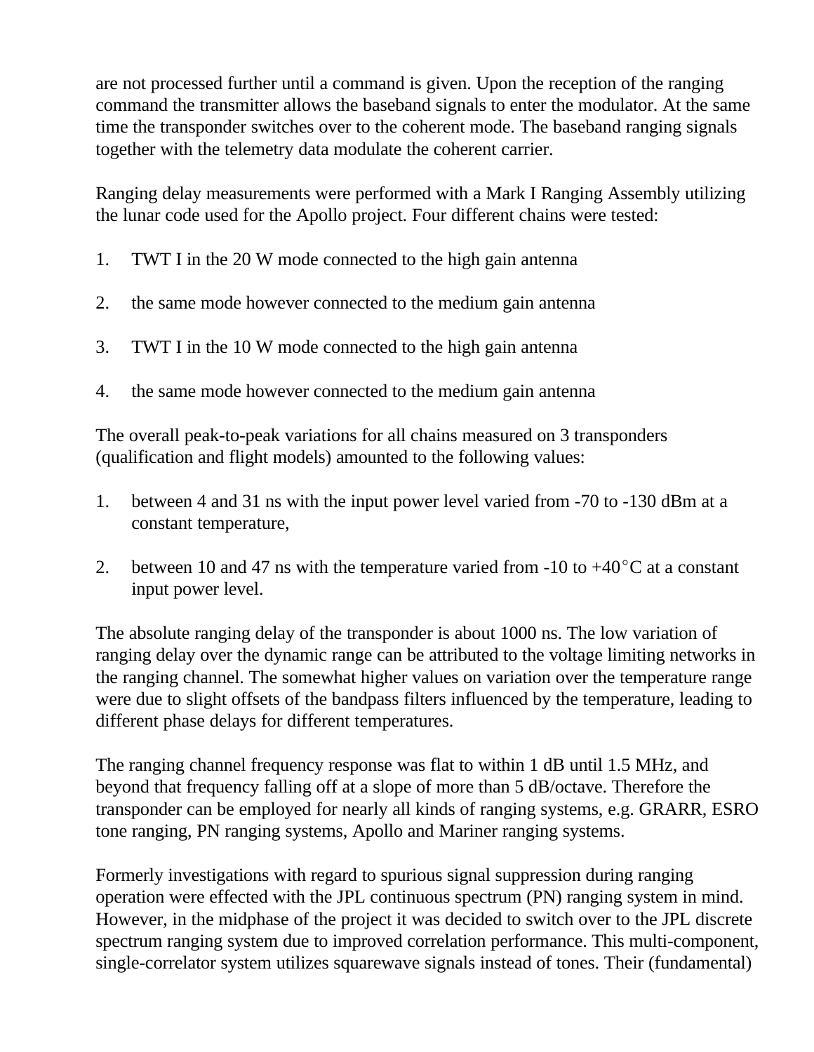are not processed further until a command is given. Upon the reception of the ranging command the transmitter allows the baseband signals to enter the modulator. At the same time the transponder switches over to the coherent mode. The baseband ranging signals together with the telemetry data modulate the coherent carrier.

Ranging delay measurements were performed with a Mark I Ranging Assembly utilizing the lunar code used for the Apollo project. Four different chains were tested:

1. TWT I in the 20 W mode connected to the high gain antenna

2. the same mode however connected to the medium gain antenna

3. TWT I in the 10 W mode connected to the high gain antenna

4. the same mode however connected to the medium gain antenna

The overall peak-to-peak variations for all chains measured on 3 transponders (qualification and flight models) amounted to the following values:

1. between 4 and 31 ns with the input power level varied from -70 to -130 dBm at a constant temperature,

2. between 10 and 47 ns with the temperature varied from -10 to +40°C at a constant input power level.

The absolute ranging delay of the transponder is about 1000 ns. The low variation of ranging delay over the dynamic range can be attributed to the voltage limiting networks in the ranging channel. The somewhat higher values on variation over the temperature range were due to slight offsets of the bandpass filters influenced by the temperature, leading to different phase delays for different temperatures.

The ranging channel frequency response was flat to within 1 dB until 1.5 MHz, and beyond that frequency falling off at a slope of more than 5 dB/octave. Therefore the transponder can be employed for nearly all kinds of ranging systems, e.g. GRARR, ESRO tone ranging, PN ranging systems, Apollo and Mariner ranging systems.

Formerly investigations with regard to spurious signal suppression during ranging operation were effected with the JPL continuous spectrum (PN) ranging system in mind. However, in the midphase of the project it was decided to switch over to the JPL discrete spectrum ranging system due to improved correlation performance. This multi-component, single-correlator system utilizes squarewave signals instead of tones. Their (fundamental)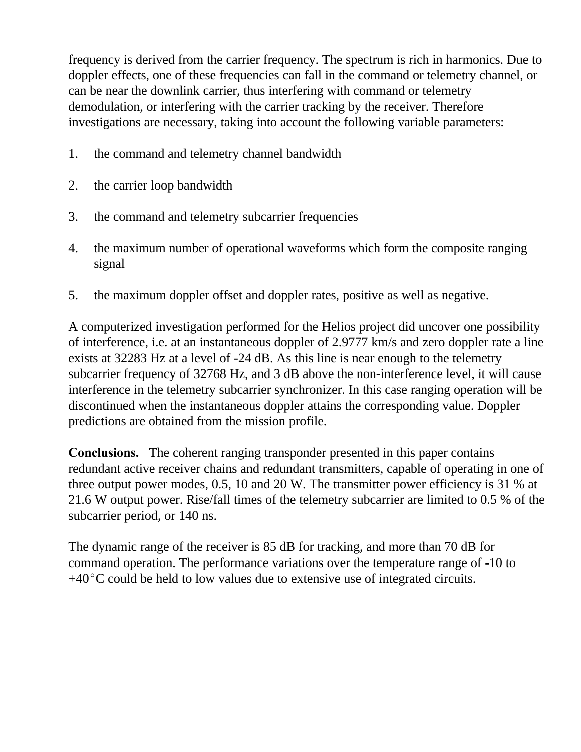frequency is derived from the carrier frequency. The spectrum is rich in harmonics. Due to doppler effects, one of these frequencies can fall in the command or telemetry channel, or can be near the downlink carrier, thus interfering with command or telemetry demodulation, or interfering with the carrier tracking by the receiver. Therefore investigations are necessary, taking into account the following variable parameters:

1. the command and telemetry channel bandwidth
2. the carrier loop bandwidth
3. the command and telemetry subcarrier frequencies
4. the maximum number of operational waveforms which form the composite ranging signal
5. the maximum doppler offset and doppler rates, positive as well as negative.

A computerized investigation performed for the Helios project did uncover one possibility of interference, i.e. at an instantaneous doppler of 2.9777 km/s and zero doppler rate a line exists at 32283 Hz at a level of -24 dB. As this line is near enough to the telemetry subcarrier frequency of 32768 Hz, and 3 dB above the non-interference level, it will cause interference in the telemetry subcarrier synchronizer. In this case ranging operation will be discontinued when the instantaneous doppler attains the corresponding value. Doppler predictions are obtained from the mission profile.

**Conclusions.** The coherent ranging transponder presented in this paper contains redundant active receiver chains and redundant transmitters, capable of operating in one of three output power modes, 0.5, 10 and 20 W. The transmitter power efficiency is 31 % at 21.6 W output power. Rise/fall times of the telemetry subcarrier are limited to 0.5 % of the subcarrier period, or 140 ns.

The dynamic range of the receiver is 85 dB for tracking, and more than 70 dB for command operation. The performance variations over the temperature range of -10 to +40°C could be held to low values due to extensive use of integrated circuits.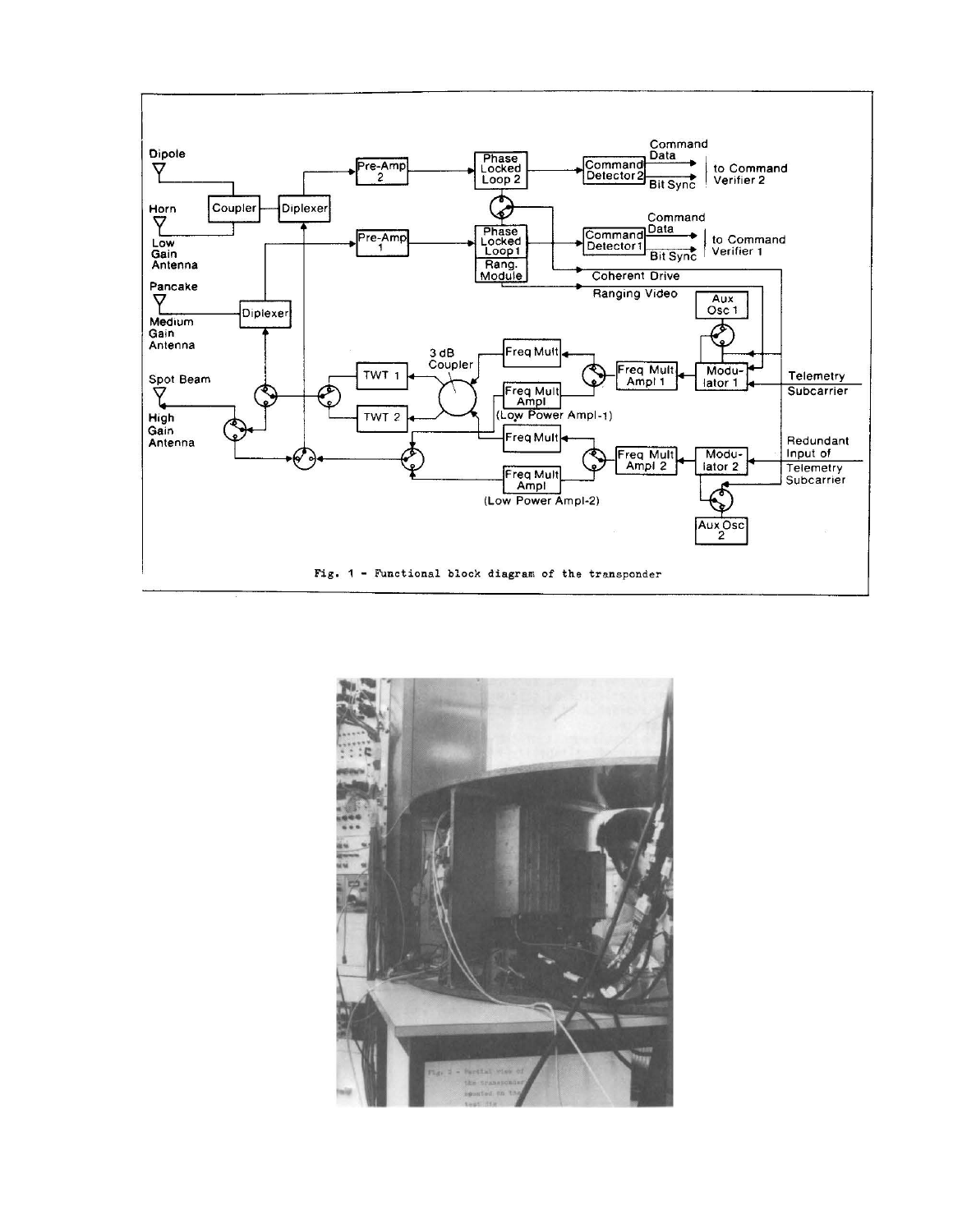Dipole

Horn

Low Gain Antenna

Pancake

Medium Gain Antenna

Spot Beam

High Gain Antenna

Coupler

Diplexer

Pre-Amp 2

Pre-Amp 1

Phase Locked Loop 2

Phase Locked Loop 1

Rang. Module

Command Detector 2

Command Detector 1

Command Data

Bit Sync

to Command Verifier 2

to Command Verifier 1

Coherent Drive

Ranging Video

Aux Osc 1

Aux Osc 2

Modulator 1

Modulator 2

Telemetry Subcarrier

Redundant Input of Telemetry Subcarrier

Freq Mult Ampl 1

Freq Mult Ampl 2

Freq Mult

Freq Mult Ampl (Low Power Ampl-1)

Freq Mult Ampl (Low Power Ampl-2)

3 dB Coupler

TWT 1

TWT 2

Fig. 1 - Functional block diagram of the transponder

Fig. 2 - Partial view of the transponder mounted on the test jig